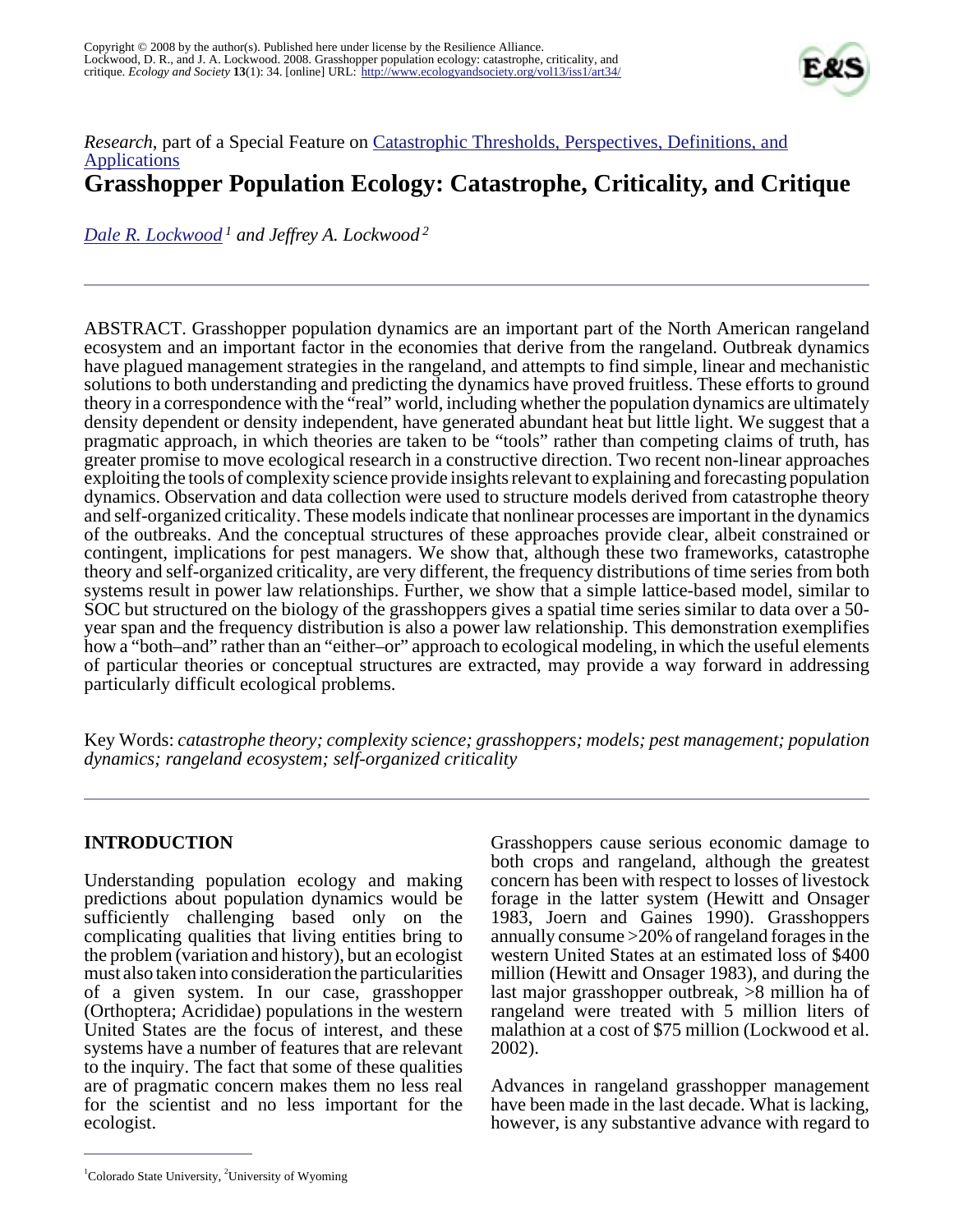*Research*, part of a Special Feature on Catastrophic Thresholds, Perspectives, Definitions, and Applications

# Grasshopper Population Ecology: Catastrophe, Criticality, and Critique

*Dale R. Lockwood*[1] *and Jeffrey A. Lockwood*[2]

ABSTRACT. Grasshopper population dynamics are an important part of the North American rangeland ecosystem and an important factor in the economies that derive from the rangeland. Outbreak dynamics have plagued management strategies in the rangeland, and attempts to find simple, linear and mechanistic solutions to both understanding and predicting the dynamics have proved fruitless. These efforts to ground theory in a correspondence with the "real" world, including whether the population dynamics are ultimately density dependent or density independent, have generated abundant heat but little light. We suggest that a pragmatic approach, in which theories are taken to be "tools" rather than competing claims of truth, has greater promise to move ecological research in a constructive direction. Two recent non-linear approaches exploiting the tools of complexity science provide insights relevant to explaining and forecasting population dynamics. Observation and data collection were used to structure models derived from catastrophe theory and self-organized criticality. These models indicate that nonlinear processes are important in the dynamics of the outbreaks. And the conceptual structures of these approaches provide clear, albeit constrained or contingent, implications for pest managers. We show that, although these two frameworks, catastrophe theory and self-organized criticality, are very different, the frequency distributions of time series from both systems result in power law relationships. Further, we show that a simple lattice-based model, similar to SOC but structured on the biology of the grasshoppers gives a spatial time series similar to data over a 50-year span and the frequency distribution is also a power law relationship. This demonstration exemplifies how a "both–and" rather than an "either–or" approach to ecological modeling, in which the useful elements of particular theories or conceptual structures are extracted, may provide a way forward in addressing particularly difficult ecological problems.

Key Words: *catastrophe theory; complexity science; grasshoppers; models; pest management; population dynamics; rangeland ecosystem; self-organized criticality*

## INTRODUCTION

Understanding population ecology and making predictions about population dynamics would be sufficiently challenging based only on the complicating qualities that living entities bring to the problem (variation and history), but an ecologist must also taken into consideration the particularities of a given system. In our case, grasshopper (Orthoptera; Acrididae) populations in the western United States are the focus of interest, and these systems have a number of features that are relevant to the inquiry. The fact that some of these qualities are of pragmatic concern makes them no less real for the scientist and no less important for the ecologist.

Grasshoppers cause serious economic damage to both crops and rangeland, although the greatest concern has been with respect to losses of livestock forage in the latter system (Hewitt and Onsager 1983, Joern and Gaines 1990). Grasshoppers annually consume >20% of rangeland forages in the western United States at an estimated loss of $400 million (Hewitt and Onsager 1983), and during the last major grasshopper outbreak, >8 million ha of rangeland were treated with 5 million liters of malathion at a cost of $75 million (Lockwood et al. 2002).

Advances in rangeland grasshopper management have been made in the last decade. What is lacking, however, is any substantive advance with regard to

[1]Colorado State University, [2]University of Wyoming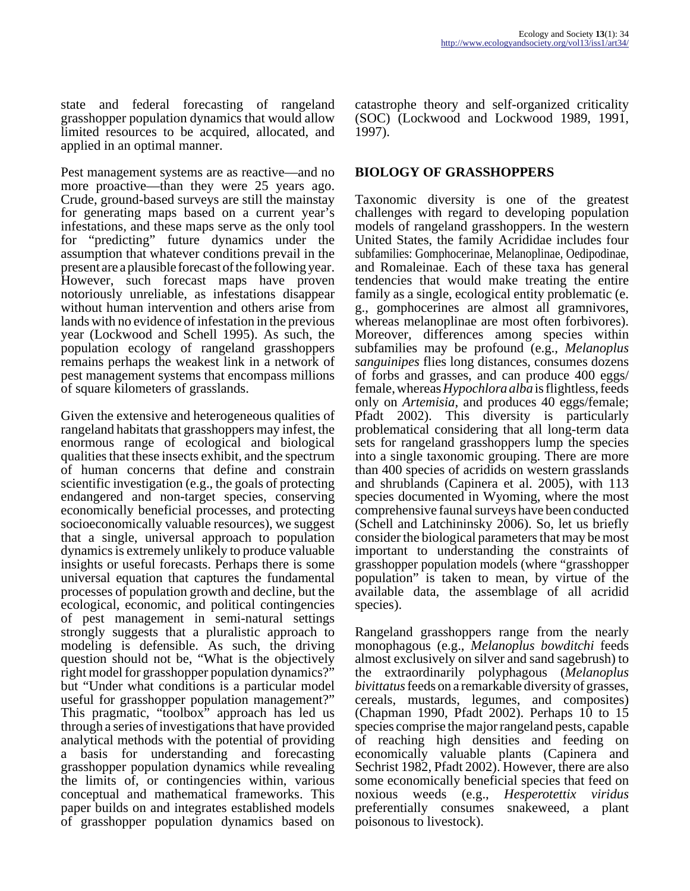state and federal forecasting of rangeland grasshopper population dynamics that would allow limited resources to be acquired, allocated, and applied in an optimal manner.

Pest management systems are as reactive—and no more proactive—than they were 25 years ago. Crude, ground-based surveys are still the mainstay for generating maps based on a current year's infestations, and these maps serve as the only tool for "predicting" future dynamics under the assumption that whatever conditions prevail in the present are a plausible forecast of the following year. However, such forecast maps have proven notoriously unreliable, as infestations disappear without human intervention and others arise from lands with no evidence of infestation in the previous year (Lockwood and Schell 1995). As such, the population ecology of rangeland grasshoppers remains perhaps the weakest link in a network of pest management systems that encompass millions of square kilometers of grasslands.

Given the extensive and heterogeneous qualities of rangeland habitats that grasshoppers may infest, the enormous range of ecological and biological qualities that these insects exhibit, and the spectrum of human concerns that define and constrain scientific investigation (e.g., the goals of protecting endangered and non-target species, conserving economically beneficial processes, and protecting socioeconomically valuable resources), we suggest that a single, universal approach to population dynamics is extremely unlikely to produce valuable insights or useful forecasts. Perhaps there is some universal equation that captures the fundamental processes of population growth and decline, but the ecological, economic, and political contingencies of pest management in semi-natural settings strongly suggests that a pluralistic approach to modeling is defensible. As such, the driving question should not be, "What is the objectively right model for grasshopper population dynamics?" but "Under what conditions is a particular model useful for grasshopper population management?" This pragmatic, "toolbox" approach has led us through a series of investigations that have provided analytical methods with the potential of providing a basis for understanding and forecasting grasshopper population dynamics while revealing the limits of, or contingencies within, various conceptual and mathematical frameworks. This paper builds on and integrates established models of grasshopper population dynamics based on catastrophe theory and self-organized criticality (SOC) (Lockwood and Lockwood 1989, 1991, 1997).

## BIOLOGY OF GRASSHOPPERS

Taxonomic diversity is one of the greatest challenges with regard to developing population models of rangeland grasshoppers. In the western United States, the family Acrididae includes four subfamilies: Gomphocerinae, Melanoplinae, Oedipodinae, and Romaleinae. Each of these taxa has general tendencies that would make treating the entire family as a single, ecological entity problematic (e.g., gomphocerines are almost all gramnivores, whereas melanoplinae are most often forbivores). Moreover, differences among species within subfamilies may be profound (e.g., *Melanoplus sanguinipes* flies long distances, consumes dozens of forbs and grasses, and can produce 400 eggs/female, whereas *Hypochlora alba* is flightless, feeds only on *Artemisia*, and produces 40 eggs/female; Pfadt 2002). This diversity is particularly problematical considering that all long-term data sets for rangeland grasshoppers lump the species into a single taxonomic grouping. There are more than 400 species of acridids on western grasslands and shrublands (Capinera et al. 2005), with 113 species documented in Wyoming, where the most comprehensive faunal surveys have been conducted (Schell and Latchininsky 2006). So, let us briefly consider the biological parameters that may be most important to understanding the constraints of grasshopper population models (where "grasshopper population" is taken to mean, by virtue of the available data, the assemblage of all acridid species).

Rangeland grasshoppers range from the nearly monophagous (e.g., *Melanoplus bowditchi* feeds almost exclusively on silver and sand sagebrush) to the extraordinarily polyphagous (*Melanoplus bivittatus* feeds on a remarkable diversity of grasses, cereals, mustards, legumes, and composites) (Chapman 1990, Pfadt 2002). Perhaps 10 to 15 species comprise the major rangeland pests, capable of reaching high densities and feeding on economically valuable plants (Capinera and Sechrist 1982, Pfadt 2002). However, there are also some economically beneficial species that feed on noxious weeds (e.g., *Hesperotettix viridus* preferentially consumes snakeweed, a plant poisonous to livestock).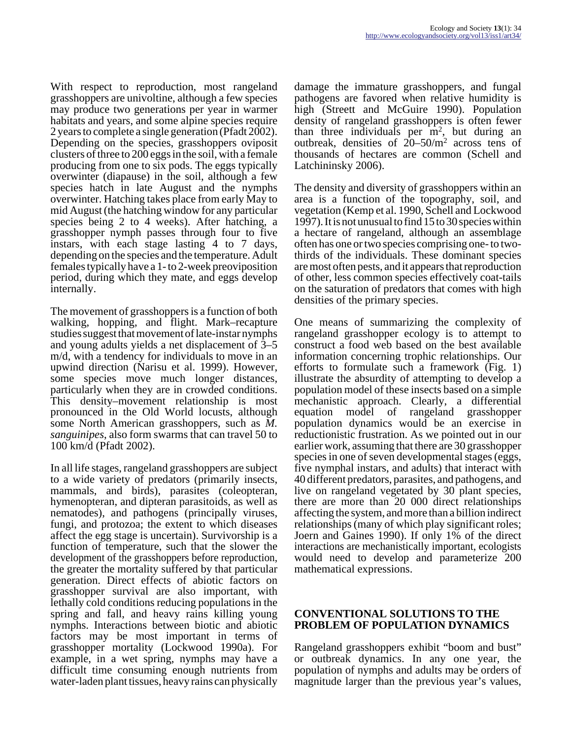With respect to reproduction, most rangeland grasshoppers are univoltine, although a few species may produce two generations per year in warmer habitats and years, and some alpine species require 2 years to complete a single generation (Pfadt 2002). Depending on the species, grasshoppers oviposit clusters of three to 200 eggs in the soil, with a female producing from one to six pods. The eggs typically overwinter (diapause) in the soil, although a few species hatch in late August and the nymphs overwinter. Hatching takes place from early May to mid August (the hatching window for any particular species being 2 to 4 weeks). After hatching, a grasshopper nymph passes through four to five instars, with each stage lasting 4 to 7 days, depending on the species and the temperature. Adult females typically have a 1- to 2-week preoviposition period, during which they mate, and eggs develop internally.

The movement of grasshoppers is a function of both walking, hopping, and flight. Mark–recapture studies suggest that movement of late-instar nymphs and young adults yields a net displacement of 3–5 m/d, with a tendency for individuals to move in an upwind direction (Narisu et al. 1999). However, some species move much longer distances, particularly when they are in crowded conditions. This density–movement relationship is most pronounced in the Old World locusts, although some North American grasshoppers, such as *M. sanguinipes*, also form swarms that can travel 50 to 100 km/d (Pfadt 2002).

In all life stages, rangeland grasshoppers are subject to a wide variety of predators (primarily insects, mammals, and birds), parasites (coleopteran, hymenopteran, and dipteran parasitoids, as well as nematodes), and pathogens (principally viruses, fungi, and protozoa; the extent to which diseases affect the egg stage is uncertain). Survivorship is a function of temperature, such that the slower the development of the grasshoppers before reproduction, the greater the mortality suffered by that particular generation. Direct effects of abiotic factors on grasshopper survival are also important, with lethally cold conditions reducing populations in the spring and fall, and heavy rains killing young nymphs. Interactions between biotic and abiotic factors may be most important in terms of grasshopper mortality (Lockwood 1990a). For example, in a wet spring, nymphs may have a difficult time consuming enough nutrients from water-laden plant tissues, heavy rains can physically damage the immature grasshoppers, and fungal pathogens are favored when relative humidity is high (Streett and McGuire 1990). Population density of rangeland grasshoppers is often fewer than three individuals per $m^2$, but during an outbreak, densities of $20–50/m^2$ across tens of thousands of hectares are common (Schell and Latchininsky 2006).

The density and diversity of grasshoppers within an area is a function of the topography, soil, and vegetation (Kemp et al. 1990, Schell and Lockwood 1997). It is not unusual to find 15 to 30 species within a hectare of rangeland, although an assemblage often has one or two species comprising one- to two-thirds of the individuals. These dominant species are most often pests, and it appears that reproduction of other, less common species effectively coat-tails on the saturation of predators that comes with high densities of the primary species.

One means of summarizing the complexity of rangeland grasshopper ecology is to attempt to construct a food web based on the best available information concerning trophic relationships. Our efforts to formulate such a framework (Fig. 1) illustrate the absurdity of attempting to develop a population model of these insects based on a simple mechanistic approach. Clearly, a differential equation model of rangeland grasshopper population dynamics would be an exercise in reductionistic frustration. As we pointed out in our earlier work, assuming that there are 30 grasshopper species in one of seven developmental stages (eggs, five nymphal instars, and adults) that interact with 40 different predators, parasites, and pathogens, and live on rangeland vegetated by 30 plant species, there are more than 20 000 direct relationships affecting the system, and more than a billion indirect relationships (many of which play significant roles; Joern and Gaines 1990). If only 1% of the direct interactions are mechanistically important, ecologists would need to develop and parameterize 200 mathematical expressions.

## CONVENTIONAL SOLUTIONS TO THE PROBLEM OF POPULATION DYNAMICS

Rangeland grasshoppers exhibit "boom and bust" or outbreak dynamics. In any one year, the population of nymphs and adults may be orders of magnitude larger than the previous year's values,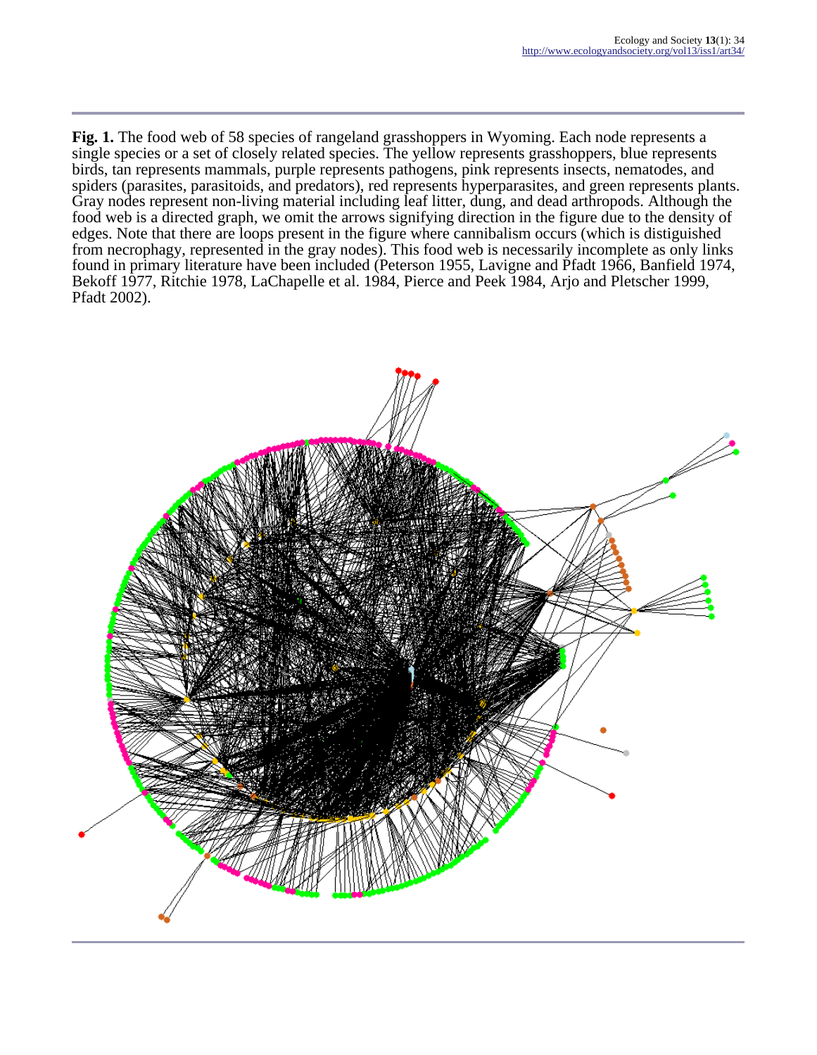**Fig. 1.** The food web of 58 species of rangeland grasshoppers in Wyoming. Each node represents a single species or a set of closely related species. The yellow represents grasshoppers, blue represents birds, tan represents mammals, purple represents pathogens, pink represents insects, nematodes, and spiders (parasites, parasitoids, and predators), red represents hyperparasites, and green represents plants. Gray nodes represent non-living material including leaf litter, dung, and dead arthropods. Although the food web is a directed graph, we omit the arrows signifying direction in the figure due to the density of edges. Note that there are loops present in the figure where cannibalism occurs (which is distiguished from necrophagy, represented in the gray nodes). This food web is necessarily incomplete as only links found in primary literature have been included (Peterson 1955, Lavigne and Pfadt 1966, Banfield 1974, Bekoff 1977, Ritchie 1978, LaChapelle et al. 1984, Pierce and Peek 1984, Arjo and Pletscher 1999, Pfadt 2002).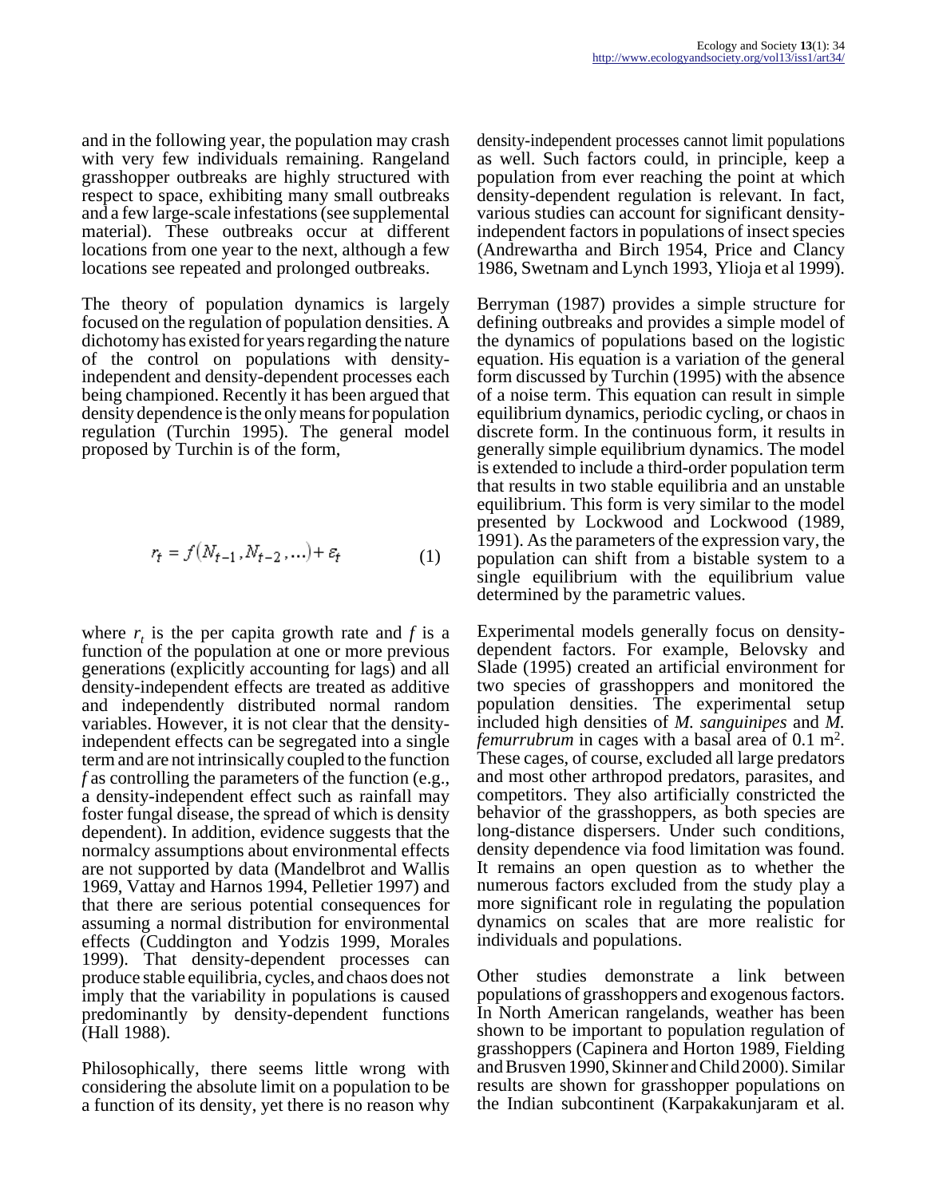and in the following year, the population may crash with very few individuals remaining. Rangeland grasshopper outbreaks are highly structured with respect to space, exhibiting many small outbreaks and a few large-scale infestations (see supplemental material). These outbreaks occur at different locations from one year to the next, although a few locations see repeated and prolonged outbreaks.

The theory of population dynamics is largely focused on the regulation of population densities. A dichotomy has existed for years regarding the nature of the control on populations with density-independent and density-dependent processes each being championed. Recently it has been argued that density dependence is the only means for population regulation (Turchin 1995). The general model proposed by Turchin is of the form,

$$r_t = f(N_{t-1}, N_{t-2}, \ldots) + \varepsilon_t \qquad (1)$$

where $r_t$ is the per capita growth rate and $f$ is a function of the population at one or more previous generations (explicitly accounting for lags) and all density-independent effects are treated as additive and independently distributed normal random variables. However, it is not clear that the density-independent effects can be segregated into a single term and are not intrinsically coupled to the function $f$ as controlling the parameters of the function (e.g., a density-independent effect such as rainfall may foster fungal disease, the spread of which is density dependent). In addition, evidence suggests that the normalcy assumptions about environmental effects are not supported by data (Mandelbrot and Wallis 1969, Vattay and Harnos 1994, Pelletier 1997) and that there are serious potential consequences for assuming a normal distribution for environmental effects (Cuddington and Yodzis 1999, Morales 1999). That density-dependent processes can produce stable equilibria, cycles, and chaos does not imply that the variability in populations is caused predominantly by density-dependent functions (Hall 1988).

Philosophically, there seems little wrong with considering the absolute limit on a population to be a function of its density, yet there is no reason why density-independent processes cannot limit populations as well. Such factors could, in principle, keep a population from ever reaching the point at which density-dependent regulation is relevant. In fact, various studies can account for significant density-independent factors in populations of insect species (Andrewartha and Birch 1954, Price and Clancy 1986, Swetnam and Lynch 1993, Ylioja et al 1999).

Berryman (1987) provides a simple structure for defining outbreaks and provides a simple model of the dynamics of populations based on the logistic equation. His equation is a variation of the general form discussed by Turchin (1995) with the absence of a noise term. This equation can result in simple equilibrium dynamics, periodic cycling, or chaos in discrete form. In the continuous form, it results in generally simple equilibrium dynamics. The model is extended to include a third-order population term that results in two stable equilibria and an unstable equilibrium. This form is very similar to the model presented by Lockwood and Lockwood (1989, 1991). As the parameters of the expression vary, the population can shift from a bistable system to a single equilibrium with the equilibrium value determined by the parametric values.

Experimental models generally focus on density-dependent factors. For example, Belovsky and Slade (1995) created an artificial environment for two species of grasshoppers and monitored the population densities. The experimental setup included high densities of *M. sanguinipes* and *M. femurrubrum* in cages with a basal area of 0.1 $m^2$. These cages, of course, excluded all large predators and most other arthropod predators, parasites, and competitors. They also artificially constricted the behavior of the grasshoppers, as both species are long-distance dispersers. Under such conditions, density dependence via food limitation was found. It remains an open question as to whether the numerous factors excluded from the study play a more significant role in regulating the population dynamics on scales that are more realistic for individuals and populations.

Other studies demonstrate a link between populations of grasshoppers and exogenous factors. In North American rangelands, weather has been shown to be important to population regulation of grasshoppers (Capinera and Horton 1989, Fielding and Brusven 1990, Skinner and Child 2000). Similar results are shown for grasshopper populations on the Indian subcontinent (Karpakakunjaram et al.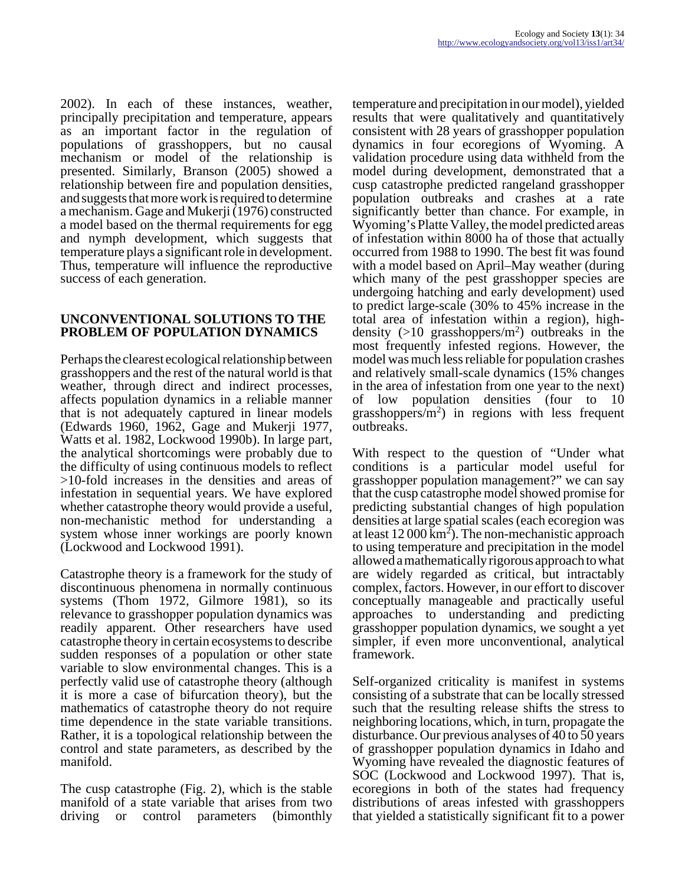2002). In each of these instances, weather, principally precipitation and temperature, appears as an important factor in the regulation of populations of grasshoppers, but no causal mechanism or model of the relationship is presented. Similarly, Branson (2005) showed a relationship between fire and population densities, and suggests that more work is required to determine a mechanism. Gage and Mukerji (1976) constructed a model based on the thermal requirements for egg and nymph development, which suggests that temperature plays a significant role in development. Thus, temperature will influence the reproductive success of each generation.

## UNCONVENTIONAL SOLUTIONS TO THE PROBLEM OF POPULATION DYNAMICS

Perhaps the clearest ecological relationship between grasshoppers and the rest of the natural world is that weather, through direct and indirect processes, affects population dynamics in a reliable manner that is not adequately captured in linear models (Edwards 1960, 1962, Gage and Mukerji 1977, Watts et al. 1982, Lockwood 1990b). In large part, the analytical shortcomings were probably due to the difficulty of using continuous models to reflect >10-fold increases in the densities and areas of infestation in sequential years. We have explored whether catastrophe theory would provide a useful, non-mechanistic method for understanding a system whose inner workings are poorly known (Lockwood and Lockwood 1991).

Catastrophe theory is a framework for the study of discontinuous phenomena in normally continuous systems (Thom 1972, Gilmore 1981), so its relevance to grasshopper population dynamics was readily apparent. Other researchers have used catastrophe theory in certain ecosystems to describe sudden responses of a population or other state variable to slow environmental changes. This is a perfectly valid use of catastrophe theory (although it is more a case of bifurcation theory), but the mathematics of catastrophe theory do not require time dependence in the state variable transitions. Rather, it is a topological relationship between the control and state parameters, as described by the manifold.

The cusp catastrophe (Fig. 2), which is the stable manifold of a state variable that arises from two driving or control parameters (bimonthly temperature and precipitation in our model), yielded results that were qualitatively and quantitatively consistent with 28 years of grasshopper population dynamics in four ecoregions of Wyoming. A validation procedure using data withheld from the model during development, demonstrated that a cusp catastrophe predicted rangeland grasshopper population outbreaks and crashes at a rate significantly better than chance. For example, in Wyoming's Platte Valley, the model predicted areas of infestation within 8000 ha of those that actually occurred from 1988 to 1990. The best fit was found with a model based on April–May weather (during which many of the pest grasshopper species are undergoing hatching and early development) used to predict large-scale (30% to 45% increase in the total area of infestation within a region), high-density (>10 grasshoppers/m$^2$) outbreaks in the most frequently infested regions. However, the model was much less reliable for population crashes and relatively small-scale dynamics (15% changes in the area of infestation from one year to the next) of low population densities (four to 10 grasshoppers/m$^2$) in regions with less frequent outbreaks.

With respect to the question of "Under what conditions is a particular model useful for grasshopper population management?" we can say that the cusp catastrophe model showed promise for predicting substantial changes of high population densities at large spatial scales (each ecoregion was at least 12 000 km$^2$). The non-mechanistic approach to using temperature and precipitation in the model allowed a mathematically rigorous approach to what are widely regarded as critical, but intractably complex, factors. However, in our effort to discover conceptually manageable and practically useful approaches to understanding and predicting grasshopper population dynamics, we sought a yet simpler, if even more unconventional, analytical framework.

Self-organized criticality is manifest in systems consisting of a substrate that can be locally stressed such that the resulting release shifts the stress to neighboring locations, which, in turn, propagate the disturbance. Our previous analyses of 40 to 50 years of grasshopper population dynamics in Idaho and Wyoming have revealed the diagnostic features of SOC (Lockwood and Lockwood 1997). That is, ecoregions in both of the states had frequency distributions of areas infested with grasshoppers that yielded a statistically significant fit to a power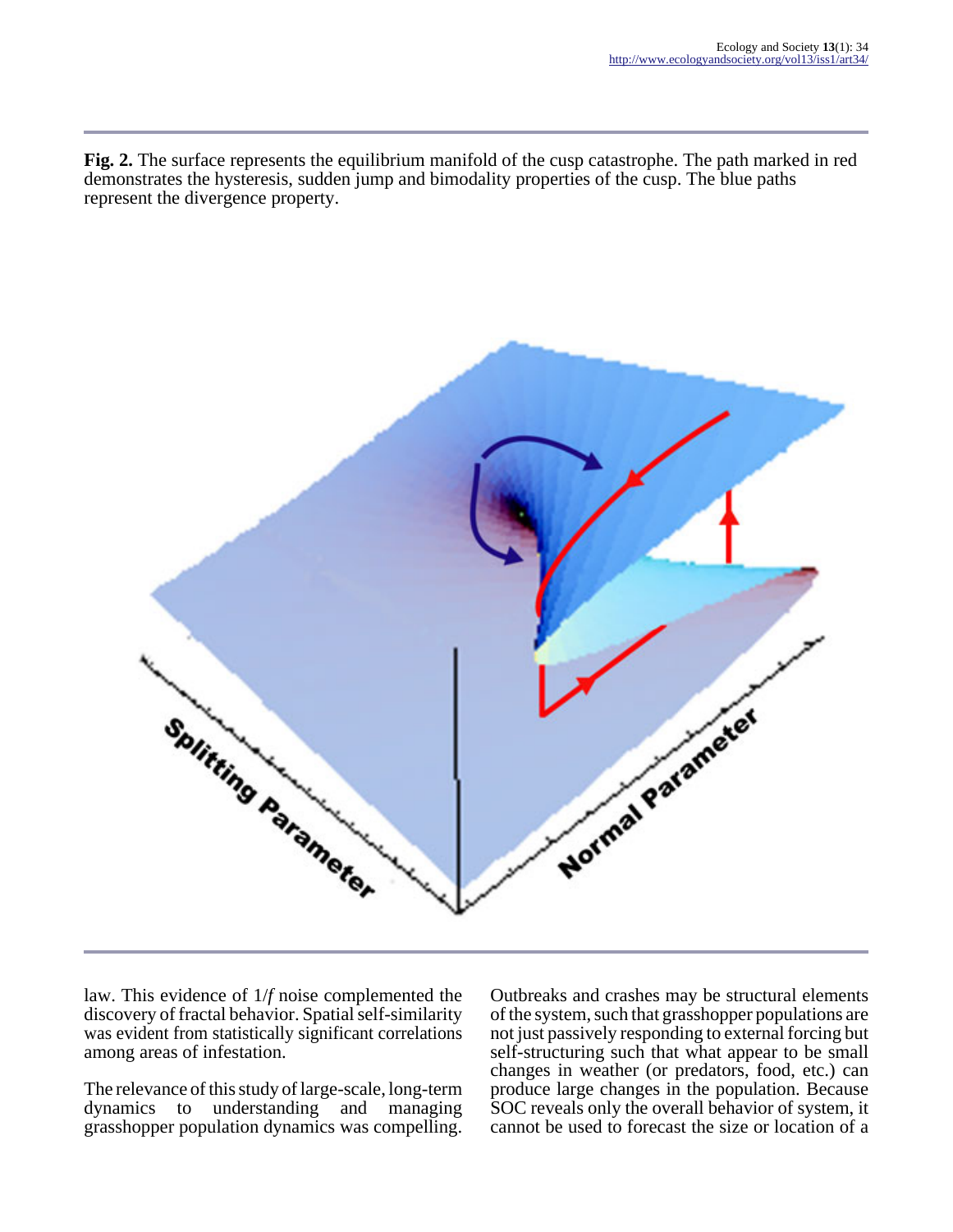**Fig. 2.** The surface represents the equilibrium manifold of the cusp catastrophe. The path marked in red demonstrates the hysteresis, sudden jump and bimodality properties of the cusp. The blue paths represent the divergence property.

law. This evidence of 1/*f* noise complemented the discovery of fractal behavior. Spatial self-similarity was evident from statistically significant correlations among areas of infestation.

The relevance of this study of large-scale, long-term dynamics to understanding and managing grasshopper population dynamics was compelling. Outbreaks and crashes may be structural elements of the system, such that grasshopper populations are not just passively responding to external forcing but self-structuring such that what appear to be small changes in weather (or predators, food, etc.) can produce large changes in the population. Because SOC reveals only the overall behavior of system, it cannot be used to forecast the size or location of a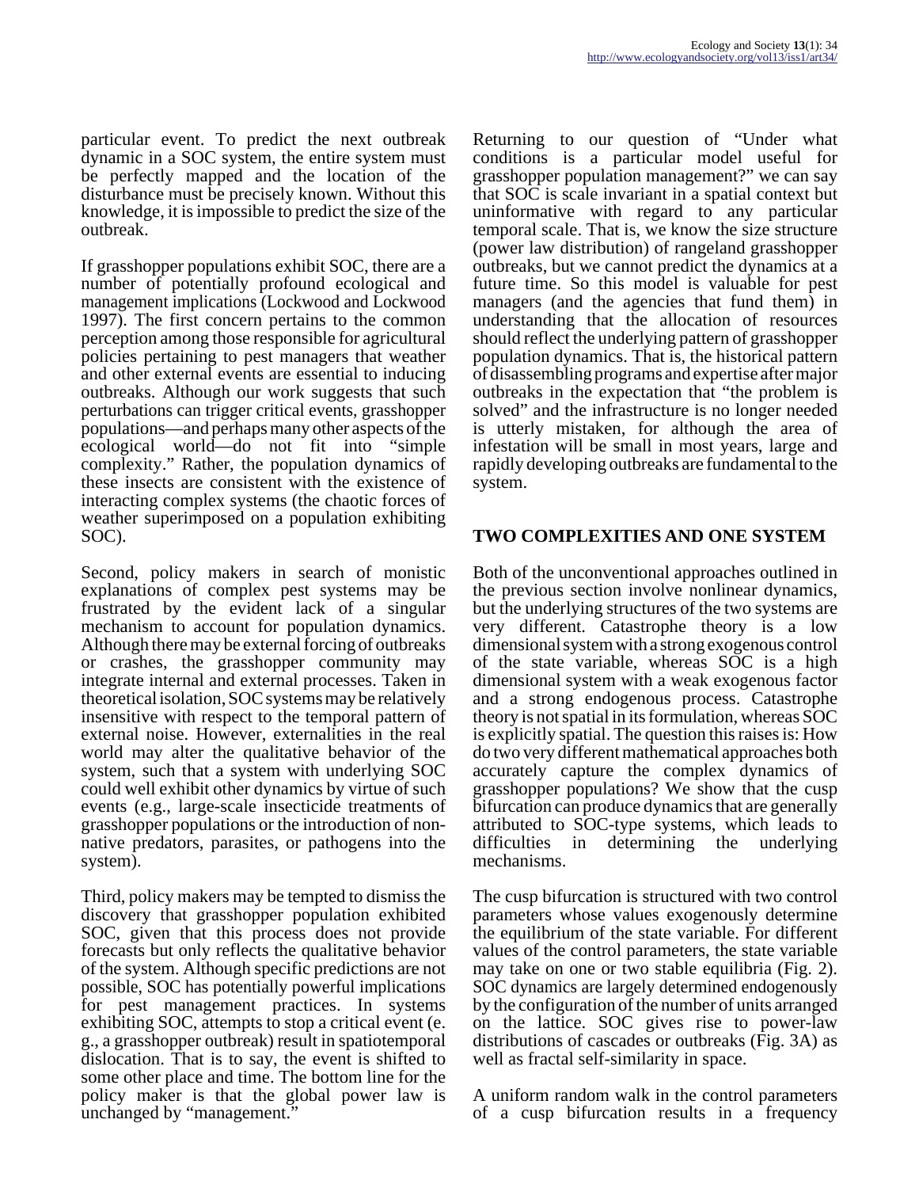particular event. To predict the next outbreak dynamic in a SOC system, the entire system must be perfectly mapped and the location of the disturbance must be precisely known. Without this knowledge, it is impossible to predict the size of the outbreak.

If grasshopper populations exhibit SOC, there are a number of potentially profound ecological and management implications (Lockwood and Lockwood 1997). The first concern pertains to the common perception among those responsible for agricultural policies pertaining to pest managers that weather and other external events are essential to inducing outbreaks. Although our work suggests that such perturbations can trigger critical events, grasshopper populations—and perhaps many other aspects of the ecological world—do not fit into "simple complexity." Rather, the population dynamics of these insects are consistent with the existence of interacting complex systems (the chaotic forces of weather superimposed on a population exhibiting SOC).

Second, policy makers in search of monistic explanations of complex pest systems may be frustrated by the evident lack of a singular mechanism to account for population dynamics. Although there may be external forcing of outbreaks or crashes, the grasshopper community may integrate internal and external processes. Taken in theoretical isolation, SOC systems may be relatively insensitive with respect to the temporal pattern of external noise. However, externalities in the real world may alter the qualitative behavior of the system, such that a system with underlying SOC could well exhibit other dynamics by virtue of such events (e.g., large-scale insecticide treatments of grasshopper populations or the introduction of non-native predators, parasites, or pathogens into the system).

Third, policy makers may be tempted to dismiss the discovery that grasshopper population exhibited SOC, given that this process does not provide forecasts but only reflects the qualitative behavior of the system. Although specific predictions are not possible, SOC has potentially powerful implications for pest management practices. In systems exhibiting SOC, attempts to stop a critical event (e.g., a grasshopper outbreak) result in spatiotemporal dislocation. That is to say, the event is shifted to some other place and time. The bottom line for the policy maker is that the global power law is unchanged by "management."

Returning to our question of "Under what conditions is a particular model useful for grasshopper population management?" we can say that SOC is scale invariant in a spatial context but uninformative with regard to any particular temporal scale. That is, we know the size structure (power law distribution) of rangeland grasshopper outbreaks, but we cannot predict the dynamics at a future time. So this model is valuable for pest managers (and the agencies that fund them) in understanding that the allocation of resources should reflect the underlying pattern of grasshopper population dynamics. That is, the historical pattern of disassembling programs and expertise after major outbreaks in the expectation that "the problem is solved" and the infrastructure is no longer needed is utterly mistaken, for although the area of infestation will be small in most years, large and rapidly developing outbreaks are fundamental to the system.

## TWO COMPLEXITIES AND ONE SYSTEM

Both of the unconventional approaches outlined in the previous section involve nonlinear dynamics, but the underlying structures of the two systems are very different. Catastrophe theory is a low dimensional system with a strong exogenous control of the state variable, whereas SOC is a high dimensional system with a weak exogenous factor and a strong endogenous process. Catastrophe theory is not spatial in its formulation, whereas SOC is explicitly spatial. The question this raises is: How do two very different mathematical approaches both accurately capture the complex dynamics of grasshopper populations? We show that the cusp bifurcation can produce dynamics that are generally attributed to SOC-type systems, which leads to difficulties in determining the underlying mechanisms.

The cusp bifurcation is structured with two control parameters whose values exogenously determine the equilibrium of the state variable. For different values of the control parameters, the state variable may take on one or two stable equilibria (Fig. 2). SOC dynamics are largely determined endogenously by the configuration of the number of units arranged on the lattice. SOC gives rise to power-law distributions of cascades or outbreaks (Fig. 3A) as well as fractal self-similarity in space.

A uniform random walk in the control parameters of a cusp bifurcation results in a frequency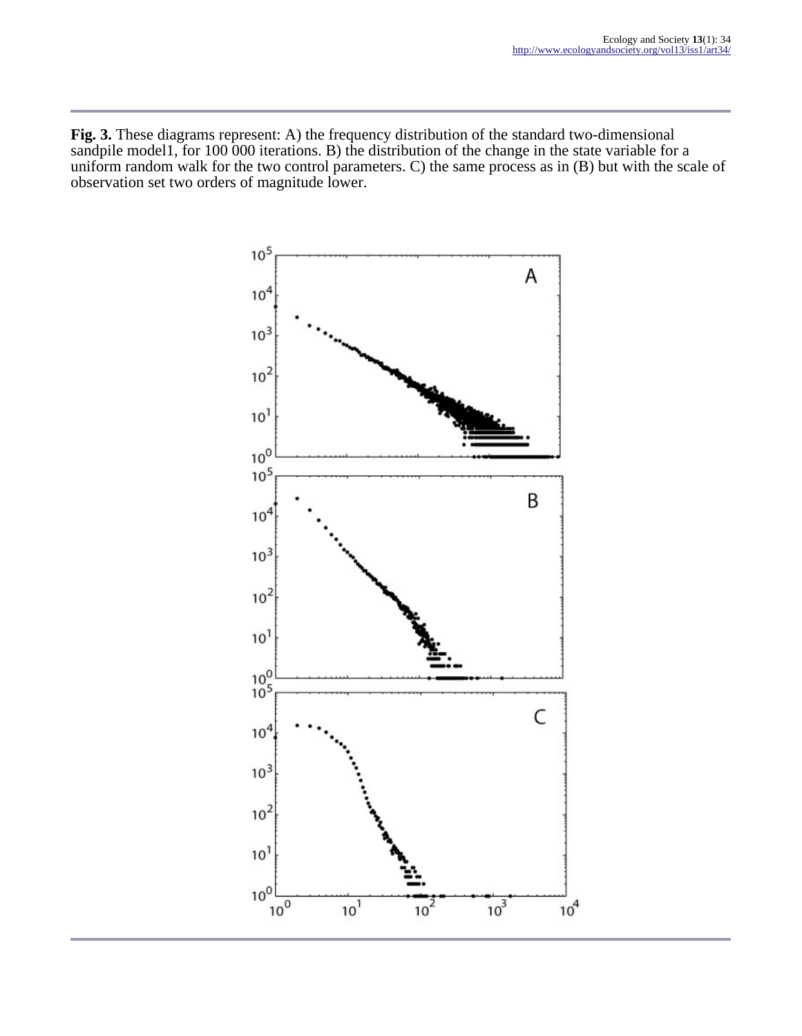**Fig. 3.** These diagrams represent: A) the frequency distribution of the standard two-dimensional sandpile model1, for 100 000 iterations. B) the distribution of the change in the state variable for a uniform random walk for the two control parameters. C) the same process as in (B) but with the scale of observation set two orders of magnitude lower.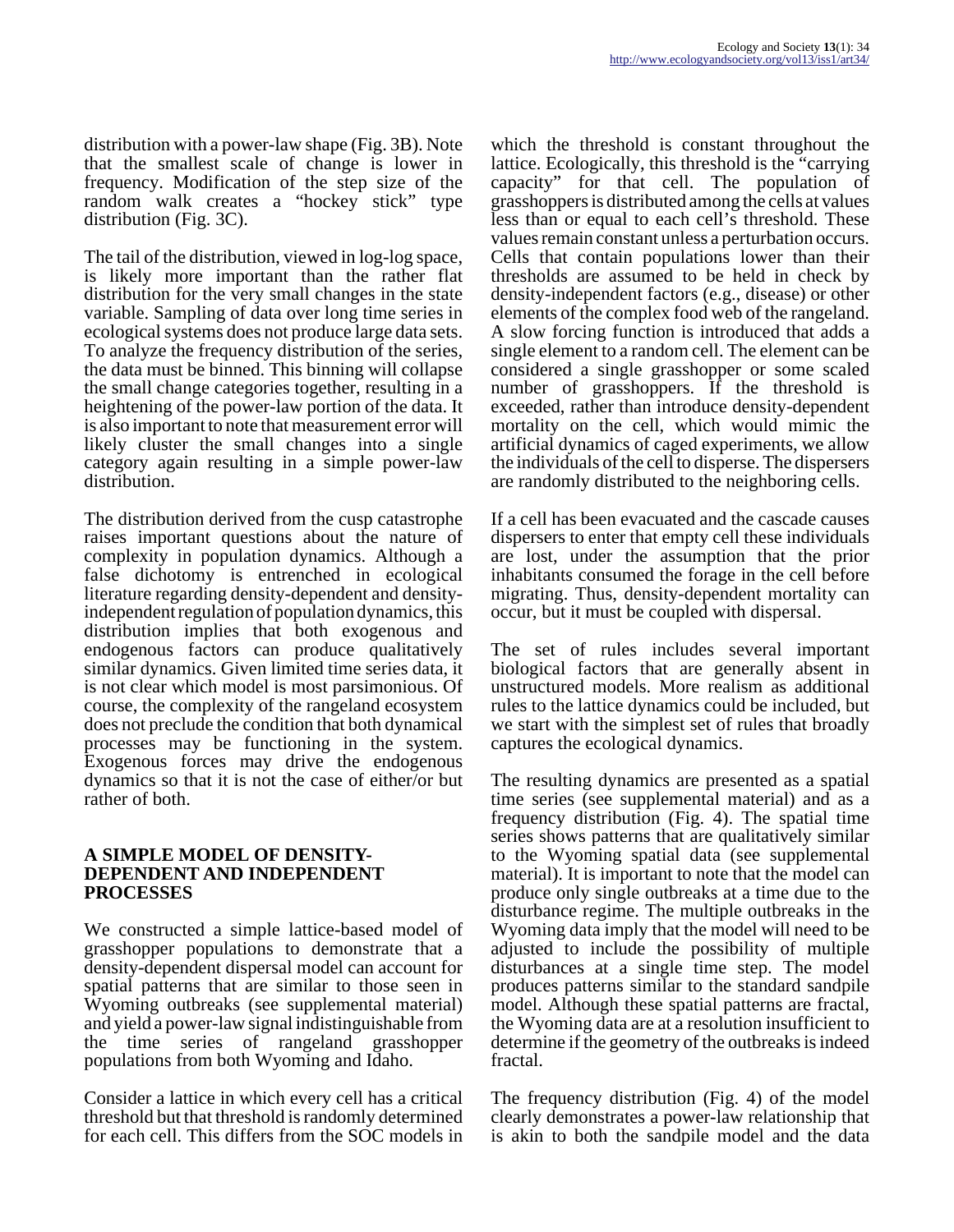distribution with a power-law shape (Fig. 3B). Note that the smallest scale of change is lower in frequency. Modification of the step size of the random walk creates a "hockey stick" type distribution (Fig. 3C).

The tail of the distribution, viewed in log-log space, is likely more important than the rather flat distribution for the very small changes in the state variable. Sampling of data over long time series in ecological systems does not produce large data sets. To analyze the frequency distribution of the series, the data must be binned. This binning will collapse the small change categories together, resulting in a heightening of the power-law portion of the data. It is also important to note that measurement error will likely cluster the small changes into a single category again resulting in a simple power-law distribution.

The distribution derived from the cusp catastrophe raises important questions about the nature of complexity in population dynamics. Although a false dichotomy is entrenched in ecological literature regarding density-dependent and density-independent regulation of population dynamics, this distribution implies that both exogenous and endogenous factors can produce qualitatively similar dynamics. Given limited time series data, it is not clear which model is most parsimonious. Of course, the complexity of the rangeland ecosystem does not preclude the condition that both dynamical processes may be functioning in the system. Exogenous forces may drive the endogenous dynamics so that it is not the case of either/or but rather of both.

## A SIMPLE MODEL OF DENSITY-DEPENDENT AND INDEPENDENT PROCESSES

We constructed a simple lattice-based model of grasshopper populations to demonstrate that a density-dependent dispersal model can account for spatial patterns that are similar to those seen in Wyoming outbreaks (see supplemental material) and yield a power-law signal indistinguishable from the time series of rangeland grasshopper populations from both Wyoming and Idaho.

Consider a lattice in which every cell has a critical threshold but that threshold is randomly determined for each cell. This differs from the SOC models in which the threshold is constant throughout the lattice. Ecologically, this threshold is the "carrying capacity" for that cell. The population of grasshoppers is distributed among the cells at values less than or equal to each cell's threshold. These values remain constant unless a perturbation occurs. Cells that contain populations lower than their thresholds are assumed to be held in check by density-independent factors (e.g., disease) or other elements of the complex food web of the rangeland. A slow forcing function is introduced that adds a single element to a random cell. The element can be considered a single grasshopper or some scaled number of grasshoppers. If the threshold is exceeded, rather than introduce density-dependent mortality on the cell, which would mimic the artificial dynamics of caged experiments, we allow the individuals of the cell to disperse. The dispersers are randomly distributed to the neighboring cells.

If a cell has been evacuated and the cascade causes dispersers to enter that empty cell these individuals are lost, under the assumption that the prior inhabitants consumed the forage in the cell before migrating. Thus, density-dependent mortality can occur, but it must be coupled with dispersal.

The set of rules includes several important biological factors that are generally absent in unstructured models. More realism as additional rules to the lattice dynamics could be included, but we start with the simplest set of rules that broadly captures the ecological dynamics.

The resulting dynamics are presented as a spatial time series (see supplemental material) and as a frequency distribution (Fig. 4). The spatial time series shows patterns that are qualitatively similar to the Wyoming spatial data (see supplemental material). It is important to note that the model can produce only single outbreaks at a time due to the disturbance regime. The multiple outbreaks in the Wyoming data imply that the model will need to be adjusted to include the possibility of multiple disturbances at a single time step. The model produces patterns similar to the standard sandpile model. Although these spatial patterns are fractal, the Wyoming data are at a resolution insufficient to determine if the geometry of the outbreaks is indeed fractal.

The frequency distribution (Fig. 4) of the model clearly demonstrates a power-law relationship that is akin to both the sandpile model and the data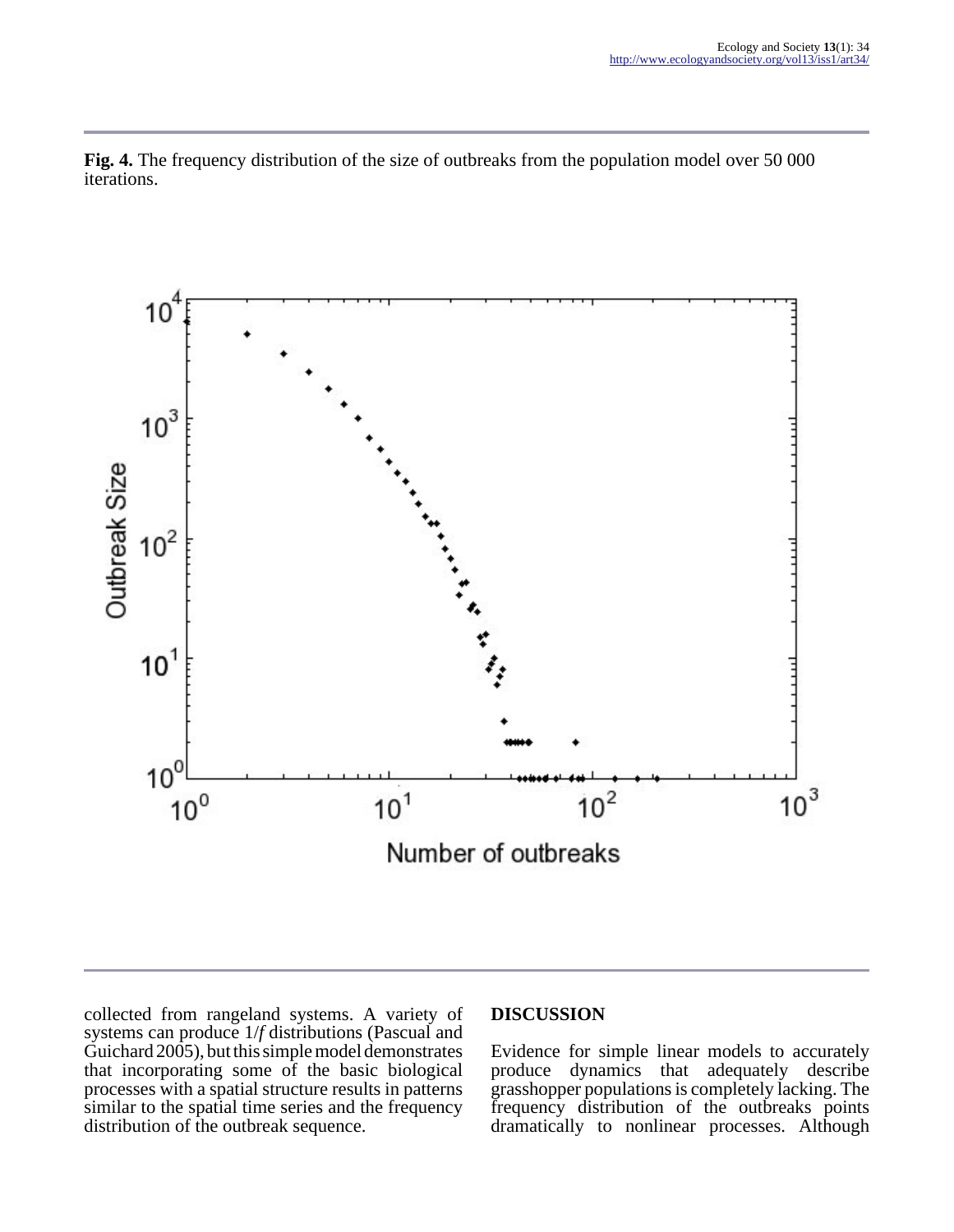**Fig. 4.** The frequency distribution of the size of outbreaks from the population model over 50 000 iterations.

collected from rangeland systems. A variety of systems can produce 1/*f* distributions (Pascual and Guichard 2005), but this simple model demonstrates that incorporating some of the basic biological processes with a spatial structure results in patterns similar to the spatial time series and the frequency distribution of the outbreak sequence.

## DISCUSSION

Evidence for simple linear models to accurately produce dynamics that adequately describe grasshopper populations is completely lacking. The frequency distribution of the outbreaks points dramatically to nonlinear processes. Although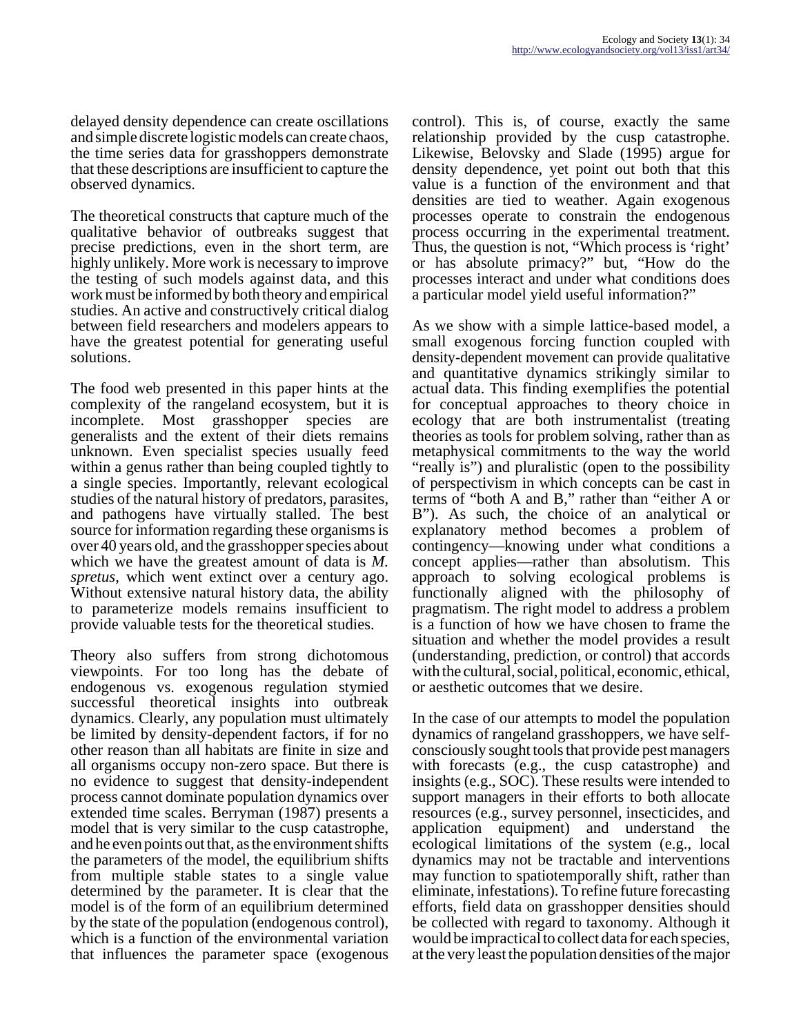delayed density dependence can create oscillations and simple discrete logistic models can create chaos, the time series data for grasshoppers demonstrate that these descriptions are insufficient to capture the observed dynamics.

The theoretical constructs that capture much of the qualitative behavior of outbreaks suggest that precise predictions, even in the short term, are highly unlikely. More work is necessary to improve the testing of such models against data, and this work must be informed by both theory and empirical studies. An active and constructively critical dialog between field researchers and modelers appears to have the greatest potential for generating useful solutions.

The food web presented in this paper hints at the complexity of the rangeland ecosystem, but it is incomplete. Most grasshopper species are generalists and the extent of their diets remains unknown. Even specialist species usually feed within a genus rather than being coupled tightly to a single species. Importantly, relevant ecological studies of the natural history of predators, parasites, and pathogens have virtually stalled. The best source for information regarding these organisms is over 40 years old, and the grasshopper species about which we have the greatest amount of data is *M. spretus*, which went extinct over a century ago. Without extensive natural history data, the ability to parameterize models remains insufficient to provide valuable tests for the theoretical studies.

Theory also suffers from strong dichotomous viewpoints. For too long has the debate of endogenous vs. exogenous regulation stymied successful theoretical insights into outbreak dynamics. Clearly, any population must ultimately be limited by density-dependent factors, if for no other reason than all habitats are finite in size and all organisms occupy non-zero space. But there is no evidence to suggest that density-independent process cannot dominate population dynamics over extended time scales. Berryman (1987) presents a model that is very similar to the cusp catastrophe, and he even points out that, as the environment shifts the parameters of the model, the equilibrium shifts from multiple stable states to a single value determined by the parameter. It is clear that the model is of the form of an equilibrium determined by the state of the population (endogenous control), which is a function of the environmental variation that influences the parameter space (exogenous control). This is, of course, exactly the same relationship provided by the cusp catastrophe. Likewise, Belovsky and Slade (1995) argue for density dependence, yet point out both that this value is a function of the environment and that densities are tied to weather. Again exogenous processes operate to constrain the endogenous process occurring in the experimental treatment. Thus, the question is not, "Which process is 'right' or has absolute primacy?" but, "How do the processes interact and under what conditions does a particular model yield useful information?"

As we show with a simple lattice-based model, a small exogenous forcing function coupled with density-dependent movement can provide qualitative and quantitative dynamics strikingly similar to actual data. This finding exemplifies the potential for conceptual approaches to theory choice in ecology that are both instrumentalist (treating theories as tools for problem solving, rather than as metaphysical commitments to the way the world "really is") and pluralistic (open to the possibility of perspectivism in which concepts can be cast in terms of "both A and B," rather than "either A or B"). As such, the choice of an analytical or explanatory method becomes a problem of contingency—knowing under what conditions a concept applies—rather than absolutism. This approach to solving ecological problems is functionally aligned with the philosophy of pragmatism. The right model to address a problem is a function of how we have chosen to frame the situation and whether the model provides a result (understanding, prediction, or control) that accords with the cultural, social, political, economic, ethical, or aesthetic outcomes that we desire.

In the case of our attempts to model the population dynamics of rangeland grasshoppers, we have self-consciously sought tools that provide pest managers with forecasts (e.g., the cusp catastrophe) and insights (e.g., SOC). These results were intended to support managers in their efforts to both allocate resources (e.g., survey personnel, insecticides, and application equipment) and understand the ecological limitations of the system (e.g., local dynamics may not be tractable and interventions may function to spatiotemporally shift, rather than eliminate, infestations). To refine future forecasting efforts, field data on grasshopper densities should be collected with regard to taxonomy. Although it would be impractical to collect data for each species, at the very least the population densities of the major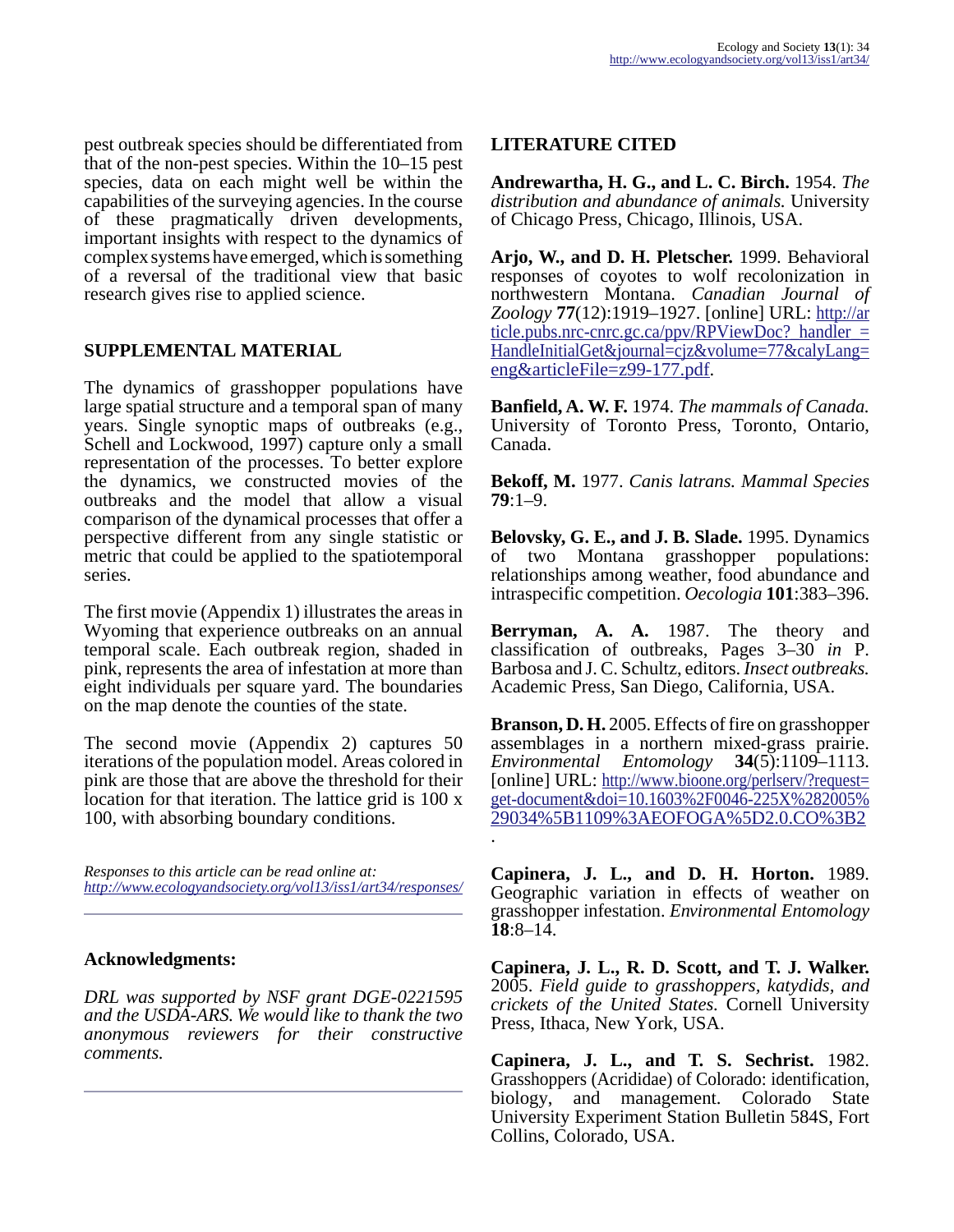pest outbreak species should be differentiated from that of the non-pest species. Within the 10–15 pest species, data on each might well be within the capabilities of the surveying agencies. In the course of these pragmatically driven developments, important insights with respect to the dynamics of complex systems have emerged, which is something of a reversal of the traditional view that basic research gives rise to applied science.

## SUPPLEMENTAL MATERIAL

The dynamics of grasshopper populations have large spatial structure and a temporal span of many years. Single synoptic maps of outbreaks (e.g., Schell and Lockwood, 1997) capture only a small representation of the processes. To better explore the dynamics, we constructed movies of the outbreaks and the model that allow a visual comparison of the dynamical processes that offer a perspective different from any single statistic or metric that could be applied to the spatiotemporal series.

The first movie (Appendix 1) illustrates the areas in Wyoming that experience outbreaks on an annual temporal scale. Each outbreak region, shaded in pink, represents the area of infestation at more than eight individuals per square yard. The boundaries on the map denote the counties of the state.

The second movie (Appendix 2) captures 50 iterations of the population model. Areas colored in pink are those that are above the threshold for their location for that iteration. The lattice grid is 100 x 100, with absorbing boundary conditions.

*Responses to this article can be read online at:*
*http://www.ecologyandsociety.org/vol13/iss1/art34/responses/*

---

### Acknowledgments:

*DRL was supported by NSF grant DGE-0221595 and the USDA-ARS. We would like to thank the two anonymous reviewers for their constructive comments.*

---

## LITERATURE CITED

**Andrewartha, H. G., and L. C. Birch.** 1954. *The distribution and abundance of animals.* University of Chicago Press, Chicago, Illinois, USA.

**Arjo, W., and D. H. Pletscher.** 1999. Behavioral responses of coyotes to wolf recolonization in northwestern Montana. *Canadian Journal of Zoology* **77**(12):1919–1927. [online] URL: http://article.pubs.nrc-cnrc.gc.ca/ppv/RPViewDoc?_handler_=HandleInitialGet&journal=cjz&volume=77&calyLang=eng&articleFile=z99-177.pdf.

**Banfield, A. W. F.** 1974. *The mammals of Canada.* University of Toronto Press, Toronto, Ontario, Canada.

**Bekoff, M.** 1977. *Canis latrans. Mammal Species* **79**:1–9.

**Belovsky, G. E., and J. B. Slade.** 1995. Dynamics of two Montana grasshopper populations: relationships among weather, food abundance and intraspecific competition. *Oecologia* **101**:383–396.

**Berryman, A. A.** 1987. The theory and classification of outbreaks, Pages 3–30 *in* P. Barbosa and J. C. Schultz, editors. *Insect outbreaks.* Academic Press, San Diego, California, USA.

**Branson, D. H.** 2005. Effects of fire on grasshopper assemblages in a northern mixed-grass prairie. *Environmental Entomology* **34**(5):1109–1113. [online] URL: http://www.bioone.org/perlserv/?request=get-document&doi=10.1603%2F0046-225X%282005%29034%5B1109%3AEOFOGA%5D2.0.CO%3B2.

**Capinera, J. L., and D. H. Horton.** 1989. Geographic variation in effects of weather on grasshopper infestation. *Environmental Entomology* **18**:8–14.

**Capinera, J. L., R. D. Scott, and T. J. Walker.** 2005. *Field guide to grasshoppers, katydids, and crickets of the United States.* Cornell University Press, Ithaca, New York, USA.

**Capinera, J. L., and T. S. Sechrist.** 1982. Grasshoppers (Acrididae) of Colorado: identification, biology, and management. Colorado State University Experiment Station Bulletin 584S, Fort Collins, Colorado, USA.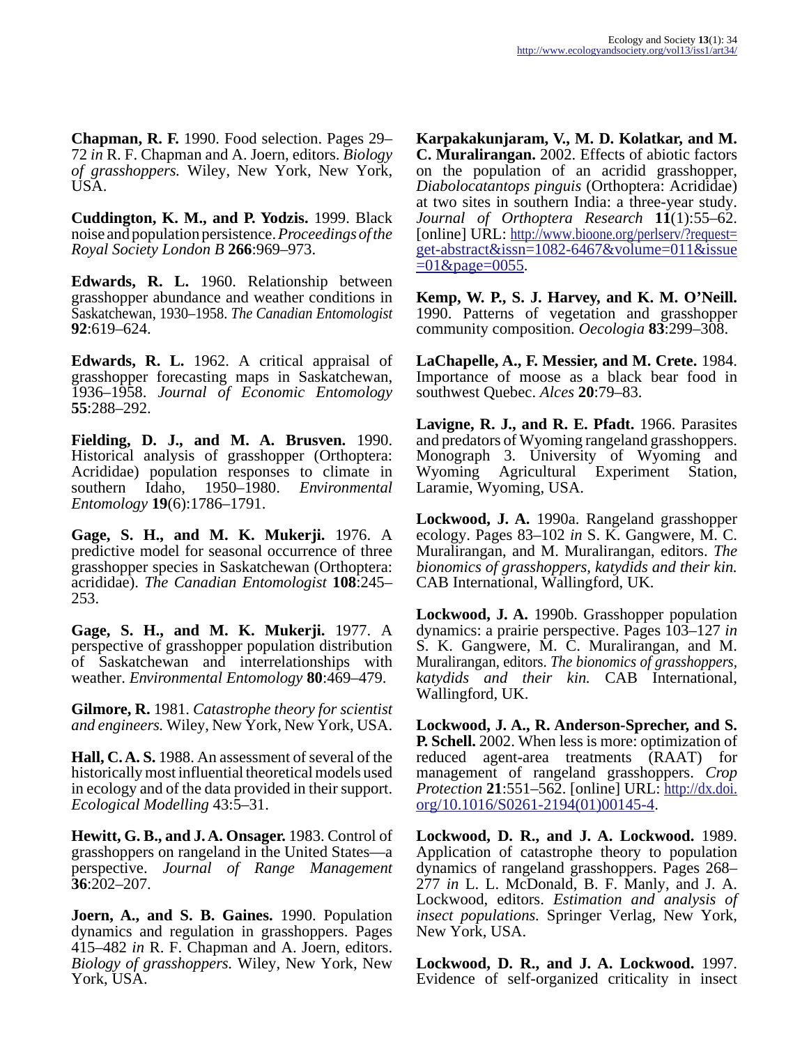**Chapman, R. F.** 1990. Food selection. Pages 29–72 *in* R. F. Chapman and A. Joern, editors. *Biology of grasshoppers.* Wiley, New York, New York, USA.

**Cuddington, K. M., and P. Yodzis.** 1999. Black noise and population persistence. *Proceedings of the Royal Society London B* **266**:969–973.

**Edwards, R. L.** 1960. Relationship between grasshopper abundance and weather conditions in Saskatchewan, 1930–1958. *The Canadian Entomologist* **92**:619–624.

**Edwards, R. L.** 1962. A critical appraisal of grasshopper forecasting maps in Saskatchewan, 1936–1958. *Journal of Economic Entomology* **55**:288–292.

**Fielding, D. J., and M. A. Brusven.** 1990. Historical analysis of grasshopper (Orthoptera: Acrididae) population responses to climate in southern Idaho, 1950–1980. *Environmental Entomology* **19**(6):1786–1791.

**Gage, S. H., and M. K. Mukerji.** 1976. A predictive model for seasonal occurrence of three grasshopper species in Saskatchewan (Orthoptera: acrididae). *The Canadian Entomologist* **108**:245–253.

**Gage, S. H., and M. K. Mukerji.** 1977. A perspective of grasshopper population distribution of Saskatchewan and interrelationships with weather. *Environmental Entomology* **80**:469–479.

**Gilmore, R.** 1981. *Catastrophe theory for scientist and engineers.* Wiley, New York, New York, USA.

**Hall, C. A. S.** 1988. An assessment of several of the historically most influential theoretical models used in ecology and of the data provided in their support. *Ecological Modelling* 43:5–31.

**Hewitt, G. B., and J. A. Onsager.** 1983. Control of grasshoppers on rangeland in the United States—a perspective. *Journal of Range Management* **36**:202–207.

**Joern, A., and S. B. Gaines.** 1990. Population dynamics and regulation in grasshoppers. Pages 415–482 *in* R. F. Chapman and A. Joern, editors. *Biology of grasshoppers.* Wiley, New York, New York, USA.

**Karpakakunjaram, V., M. D. Kolatkar, and M. C. Muralirangan.** 2002. Effects of abiotic factors on the population of an acridid grasshopper, *Diabolocatantops pinguis* (Orthoptera: Acrididae) at two sites in southern India: a three-year study. *Journal of Orthoptera Research* **11**(1):55–62. [online] URL: http://www.bioone.org/perlserv/?request=get-abstract&issn=1082-6467&volume=011&issue=01&page=0055.

**Kemp, W. P., S. J. Harvey, and K. M. O'Neill.** 1990. Patterns of vegetation and grasshopper community composition. *Oecologia* **83**:299–308.

**LaChapelle, A., F. Messier, and M. Crete.** 1984. Importance of moose as a black bear food in southwest Quebec. *Alces* **20**:79–83.

**Lavigne, R. J., and R. E. Pfadt.** 1966. Parasites and predators of Wyoming rangeland grasshoppers. Monograph 3. University of Wyoming and Wyoming Agricultural Experiment Station, Laramie, Wyoming, USA.

**Lockwood, J. A.** 1990a. Rangeland grasshopper ecology. Pages 83–102 *in* S. K. Gangwere, M. C. Muralirangan, and M. Muralirangan, editors. *The bionomics of grasshoppers, katydids and their kin.* CAB International, Wallingford, UK.

**Lockwood, J. A.** 1990b. Grasshopper population dynamics: a prairie perspective. Pages 103–127 *in* S. K. Gangwere, M. C. Muralirangan, and M. Muralirangan, editors. *The bionomics of grasshoppers, katydids and their kin.* CAB International, Wallingford, UK.

**Lockwood, J. A., R. Anderson-Sprecher, and S. P. Schell.** 2002. When less is more: optimization of reduced agent-area treatments (RAAT) for management of rangeland grasshoppers. *Crop Protection* **21**:551–562. [online] URL: http://dx.doi.org/10.1016/S0261-2194(01)00145-4.

**Lockwood, D. R., and J. A. Lockwood.** 1989. Application of catastrophe theory to population dynamics of rangeland grasshoppers. Pages 268–277 *in* L. L. McDonald, B. F. Manly, and J. A. Lockwood, editors. *Estimation and analysis of insect populations.* Springer Verlag, New York, New York, USA.

**Lockwood, D. R., and J. A. Lockwood.** 1997. Evidence of self-organized criticality in insect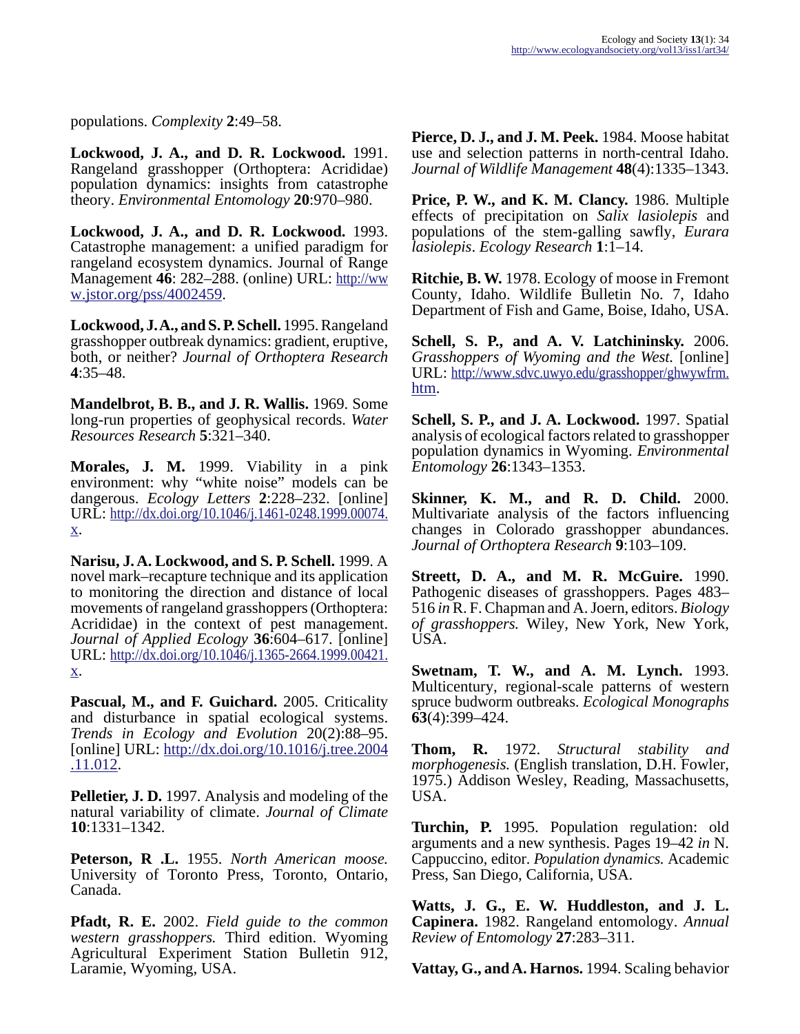populations. *Complexity* **2**:49–58.

**Lockwood, J. A., and D. R. Lockwood.** 1991. Rangeland grasshopper (Orthoptera: Acrididae) population dynamics: insights from catastrophe theory. *Environmental Entomology* **20**:970–980.

**Lockwood, J. A., and D. R. Lockwood.** 1993. Catastrophe management: a unified paradigm for rangeland ecosystem dynamics. Journal of Range Management **46**: 282–288. (online) URL: http://www.jstor.org/pss/4002459.

**Lockwood, J. A., and S. P. Schell.** 1995. Rangeland grasshopper outbreak dynamics: gradient, eruptive, both, or neither? *Journal of Orthoptera Research* **4**:35–48.

**Mandelbrot, B. B., and J. R. Wallis.** 1969. Some long-run properties of geophysical records. *Water Resources Research* **5**:321–340.

**Morales, J. M.** 1999. Viability in a pink environment: why "white noise" models can be dangerous. *Ecology Letters* **2**:228–232. [online] URL: http://dx.doi.org/10.1046/j.1461-0248.1999.00074.x.

**Narisu, J. A. Lockwood, and S. P. Schell.** 1999. A novel mark–recapture technique and its application to monitoring the direction and distance of local movements of rangeland grasshoppers (Orthoptera: Acrididae) in the context of pest management. *Journal of Applied Ecology* **36**:604–617. [online] URL: http://dx.doi.org/10.1046/j.1365-2664.1999.00421.x.

**Pascual, M., and F. Guichard.** 2005. Criticality and disturbance in spatial ecological systems. *Trends in Ecology and Evolution* 20(2):88–95. [online] URL: http://dx.doi.org/10.1016/j.tree.2004.11.012.

**Pelletier, J. D.** 1997. Analysis and modeling of the natural variability of climate. *Journal of Climate* **10**:1331–1342.

**Peterson, R .L.** 1955. *North American moose.* University of Toronto Press, Toronto, Ontario, Canada.

**Pfadt, R. E.** 2002. *Field guide to the common western grasshoppers.* Third edition. Wyoming Agricultural Experiment Station Bulletin 912, Laramie, Wyoming, USA.

**Pierce, D. J., and J. M. Peek.** 1984. Moose habitat use and selection patterns in north-central Idaho. *Journal of Wildlife Management* **48**(4):1335–1343.

**Price, P. W., and K. M. Clancy.** 1986. Multiple effects of precipitation on *Salix lasiolepis* and populations of the stem-galling sawfly, *Eurara lasiolepis*. *Ecology Research* **1**:1–14.

**Ritchie, B. W.** 1978. Ecology of moose in Fremont County, Idaho. Wildlife Bulletin No. 7, Idaho Department of Fish and Game, Boise, Idaho, USA.

**Schell, S. P., and A. V. Latchininsky.** 2006. *Grasshoppers of Wyoming and the West.* [online] URL: http://www.sdvc.uwyo.edu/grasshopper/ghwywfrm.htm.

**Schell, S. P., and J. A. Lockwood.** 1997. Spatial analysis of ecological factors related to grasshopper population dynamics in Wyoming. *Environmental Entomology* **26**:1343–1353.

**Skinner, K. M., and R. D. Child.** 2000. Multivariate analysis of the factors influencing changes in Colorado grasshopper abundances. *Journal of Orthoptera Research* **9**:103–109.

**Streett, D. A., and M. R. McGuire.** 1990. Pathogenic diseases of grasshoppers. Pages 483–516 *in* R. F. Chapman and A. Joern, editors. *Biology of grasshoppers.* Wiley, New York, New York, USA.

**Swetnam, T. W., and A. M. Lynch.** 1993. Multicentury, regional-scale patterns of western spruce budworm outbreaks. *Ecological Monographs* **63**(4):399–424.

**Thom, R.** 1972. *Structural stability and morphogenesis.* (English translation, D.H. Fowler, 1975.) Addison Wesley, Reading, Massachusetts, USA.

**Turchin, P.** 1995. Population regulation: old arguments and a new synthesis. Pages 19–42 *in* N. Cappuccino, editor. *Population dynamics.* Academic Press, San Diego, California, USA.

**Watts, J. G., E. W. Huddleston, and J. L. Capinera.** 1982. Rangeland entomology. *Annual Review of Entomology* **27**:283–311.

**Vattay, G., and A. Harnos.** 1994. Scaling behavior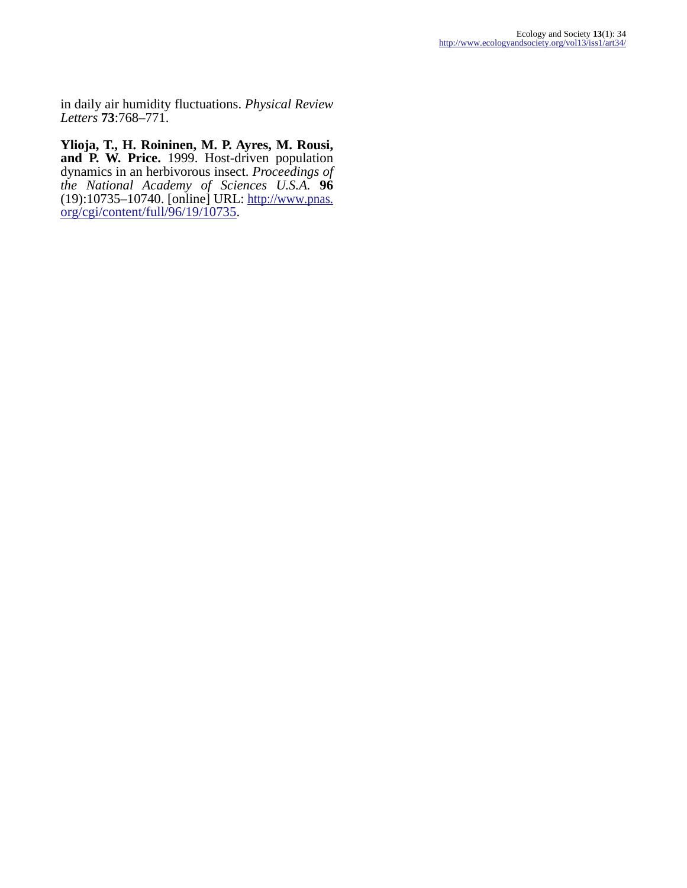in daily air humidity fluctuations. *Physical Review Letters* **73**:768–771.

**Ylioja, T., H. Roininen, M. P. Ayres, M. Rousi, and P. W. Price.** 1999. Host-driven population dynamics in an herbivorous insect. *Proceedings of the National Academy of Sciences U.S.A.* **96** (19):10735–10740. [online] URL: http://www.pnas.org/cgi/content/full/96/19/10735.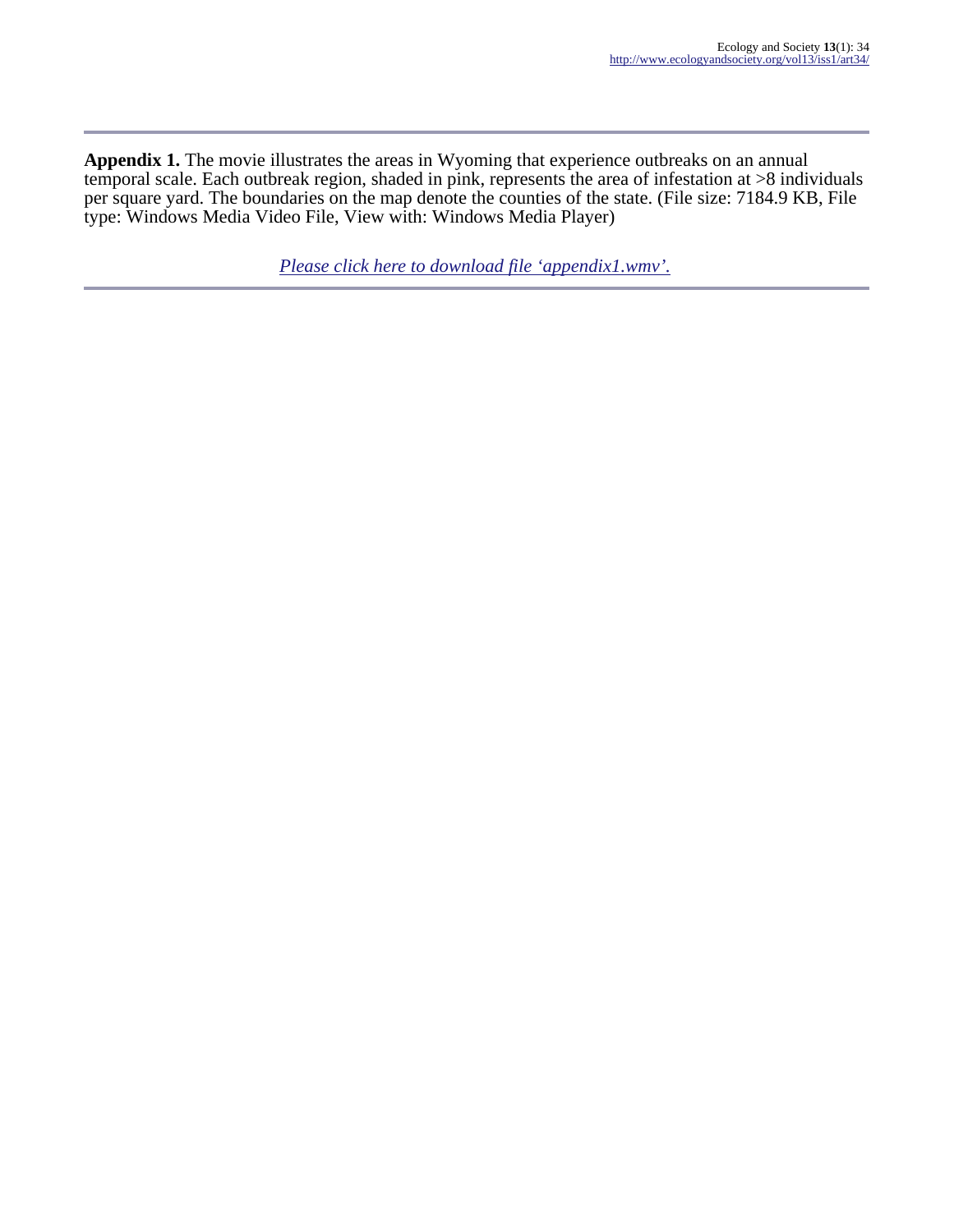**Appendix 1.** The movie illustrates the areas in Wyoming that experience outbreaks on an annual temporal scale. Each outbreak region, shaded in pink, represents the area of infestation at >8 individuals per square yard. The boundaries on the map denote the counties of the state. (File size: 7184.9 KB, File type: Windows Media Video File, View with: Windows Media Player)

*Please click here to download file 'appendix1.wmv'.*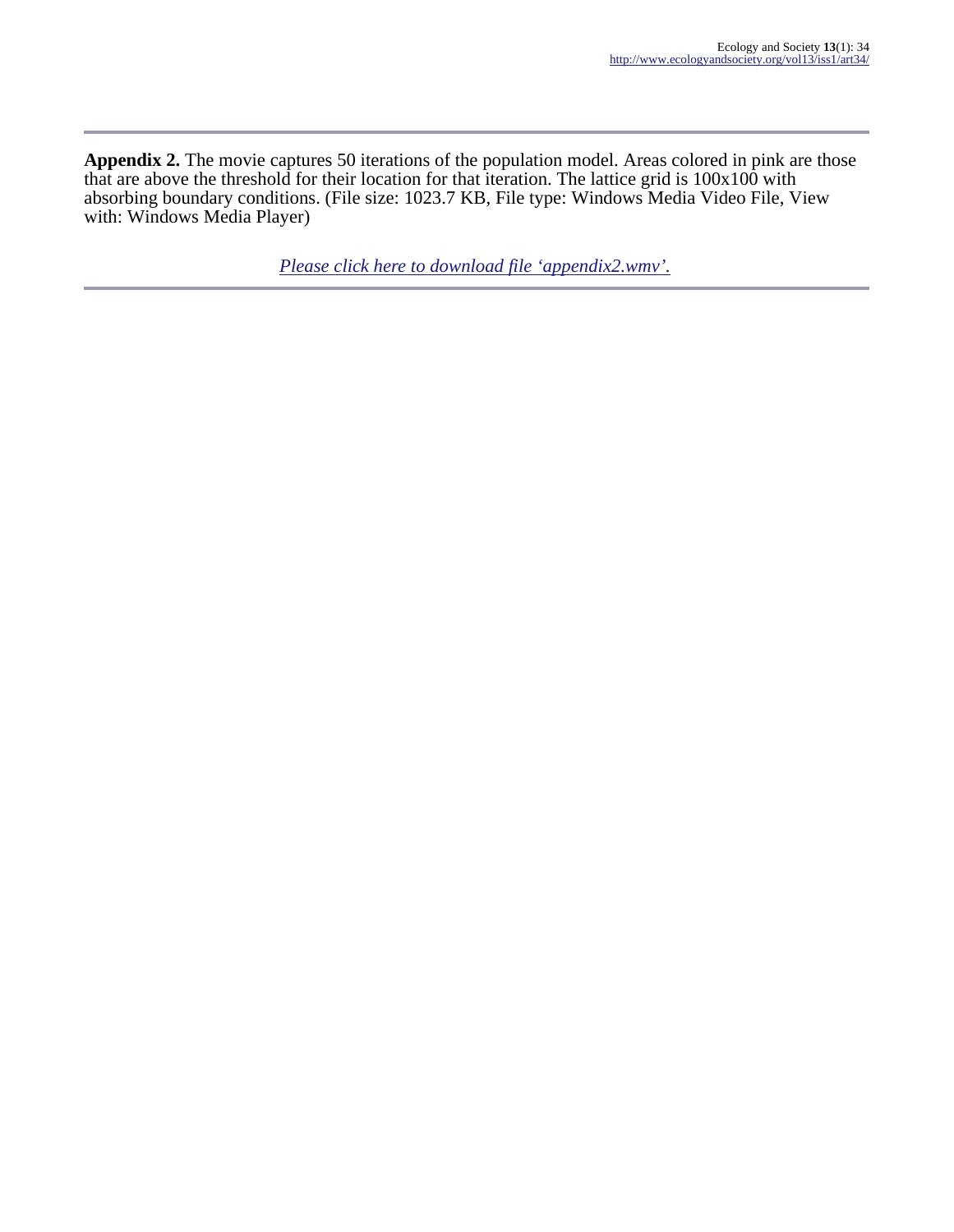**Appendix 2.** The movie captures 50 iterations of the population model. Areas colored in pink are those that are above the threshold for their location for that iteration. The lattice grid is 100x100 with absorbing boundary conditions. (File size: 1023.7 KB, File type: Windows Media Video File, View with: Windows Media Player)

*Please click here to download file 'appendix2.wmv'.*